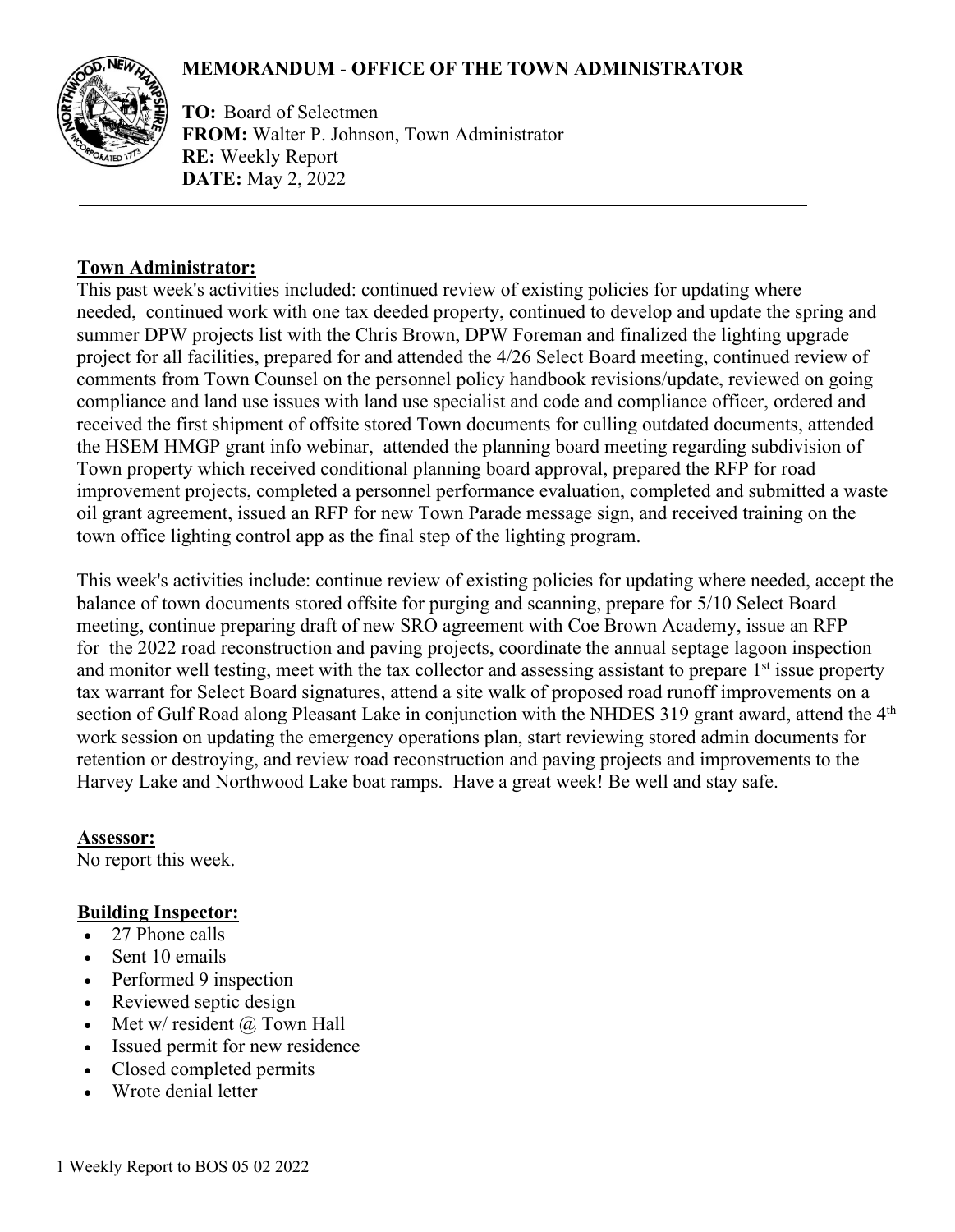# MEMORANDUM - OFFICE OF THE TOWN ADMINISTRATOR

**TO:** Board of Selectmen
**FROM:** Walter P. Johnson, Town Administrator
**RE:** Weekly Report
**DATE:** May 2, 2022

---

**Town Administrator:**

This past week's activities included: continued review of existing policies for updating where needed, continued work with one tax deeded property, continued to develop and update the spring and summer DPW projects list with the Chris Brown, DPW Foreman and finalized the lighting upgrade project for all facilities, prepared for and attended the 4/26 Select Board meeting, continued review of comments from Town Counsel on the personnel policy handbook revisions/update, reviewed on going compliance and land use issues with land use specialist and code and compliance officer, ordered and received the first shipment of offsite stored Town documents for culling outdated documents, attended the HSEM HMGP grant info webinar, attended the planning board meeting regarding subdivision of Town property which received conditional planning board approval, prepared the RFP for road improvement projects, completed a personnel performance evaluation, completed and submitted a waste oil grant agreement, issued an RFP for new Town Parade message sign, and received training on the town office lighting control app as the final step of the lighting program.

This week's activities include: continue review of existing policies for updating where needed, accept the balance of town documents stored offsite for purging and scanning, prepare for 5/10 Select Board meeting, continue preparing draft of new SRO agreement with Coe Brown Academy, issue an RFP for the 2022 road reconstruction and paving projects, coordinate the annual septage lagoon inspection and monitor well testing, meet with the tax collector and assessing assistant to prepare 1st issue property tax warrant for Select Board signatures, attend a site walk of proposed road runoff improvements on a section of Gulf Road along Pleasant Lake in conjunction with the NHDES 319 grant award, attend the 4th work session on updating the emergency operations plan, start reviewing stored admin documents for retention or destroying, and review road reconstruction and paving projects and improvements to the Harvey Lake and Northwood Lake boat ramps. Have a great week! Be well and stay safe.

**Assessor:**

No report this week.

**Building Inspector:**

- 27 Phone calls
- Sent 10 emails
- Performed 9 inspection
- Reviewed septic design
- Met w/ resident @ Town Hall
- Issued permit for new residence
- Closed completed permits
- Wrote denial letter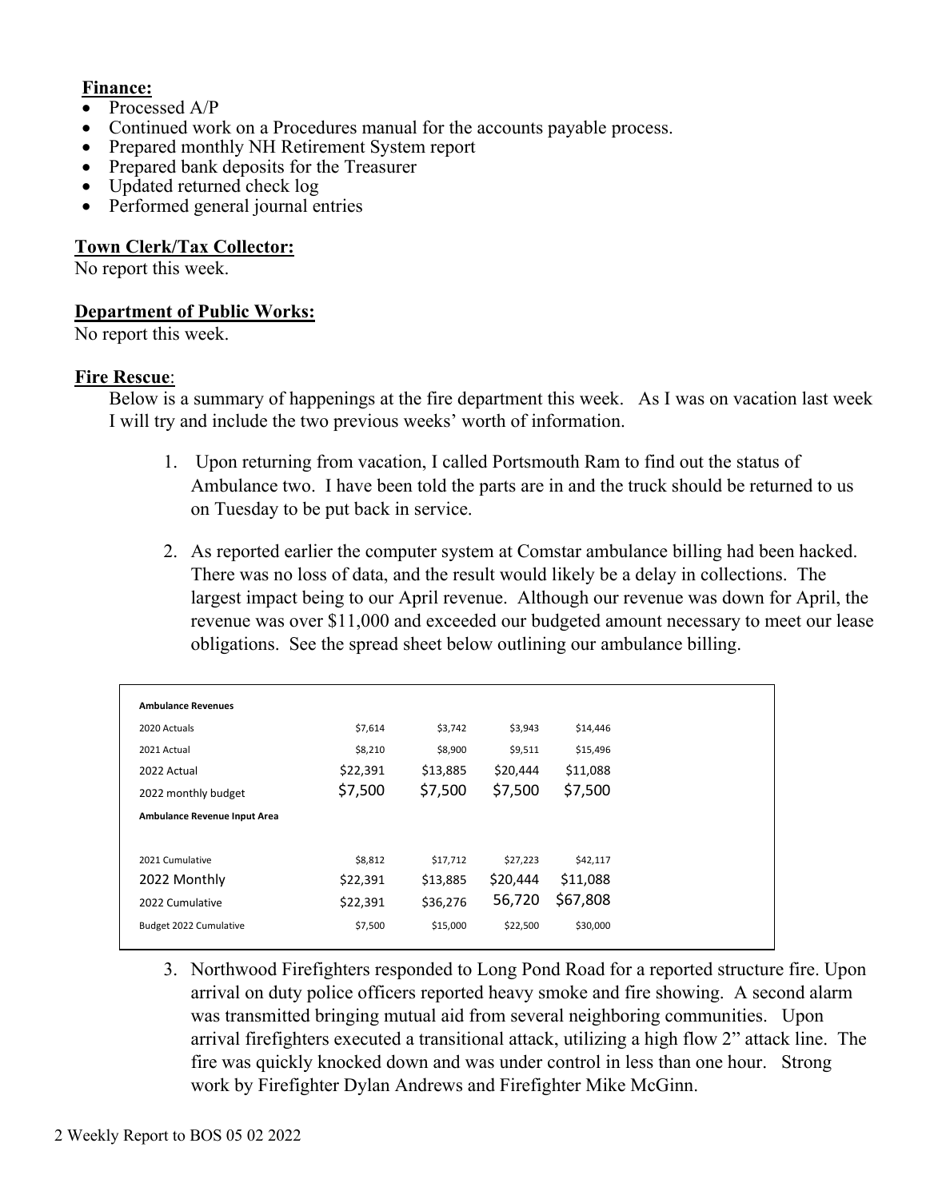**Finance:**

- Processed A/P
- Continued work on a Procedures manual for the accounts payable process.
- Prepared monthly NH Retirement System report
- Prepared bank deposits for the Treasurer
- Updated returned check log
- Performed general journal entries

**Town Clerk/Tax Collector:**

No report this week.

**Department of Public Works:**

No report this week.

**Fire Rescue**:

Below is a summary of happenings at the fire department this week. As I was on vacation last week I will try and include the two previous weeks' worth of information.

1. Upon returning from vacation, I called Portsmouth Ram to find out the status of Ambulance two. I have been told the parts are in and the truck should be returned to us on Tuesday to be put back in service.

2. As reported earlier the computer system at Comstar ambulance billing had been hacked. There was no loss of data, and the result would likely be a delay in collections. The largest impact being to our April revenue. Although our revenue was down for April, the revenue was over $11,000 and exceeded our budgeted amount necessary to meet our lease obligations. See the spread sheet below outlining our ambulance billing.

| **Ambulance Revenues** | | | | |
|---|---|---|---|---|
| 2020 Actuals | $7,614 | $3,742 | $3,943 | $14,446 |
| 2021 Actual | $8,210 | $8,900 | $9,511 | $15,496 |
| 2022 Actual | $22,391 | $13,885 | $20,444 | $11,088 |
| 2022 monthly budget | $7,500 | $7,500 | $7,500 | $7,500 |
| **Ambulance Revenue Input Area** | | | | |
| | | | | |
| 2021 Cumulative | $8,812 | $17,712 | $27,223 | $42,117 |
| 2022 Monthly | $22,391 | $13,885 | $20,444 | $11,088 |
| 2022 Cumulative | $22,391 | $36,276 | 56,720 | $67,808 |
| Budget 2022 Cumulative | $7,500 | $15,000 | $22,500 | $30,000 |

3. Northwood Firefighters responded to Long Pond Road for a reported structure fire. Upon arrival on duty police officers reported heavy smoke and fire showing. A second alarm was transmitted bringing mutual aid from several neighboring communities. Upon arrival firefighters executed a transitional attack, utilizing a high flow 2" attack line. The fire was quickly knocked down and was under control in less than one hour. Strong work by Firefighter Dylan Andrews and Firefighter Mike McGinn.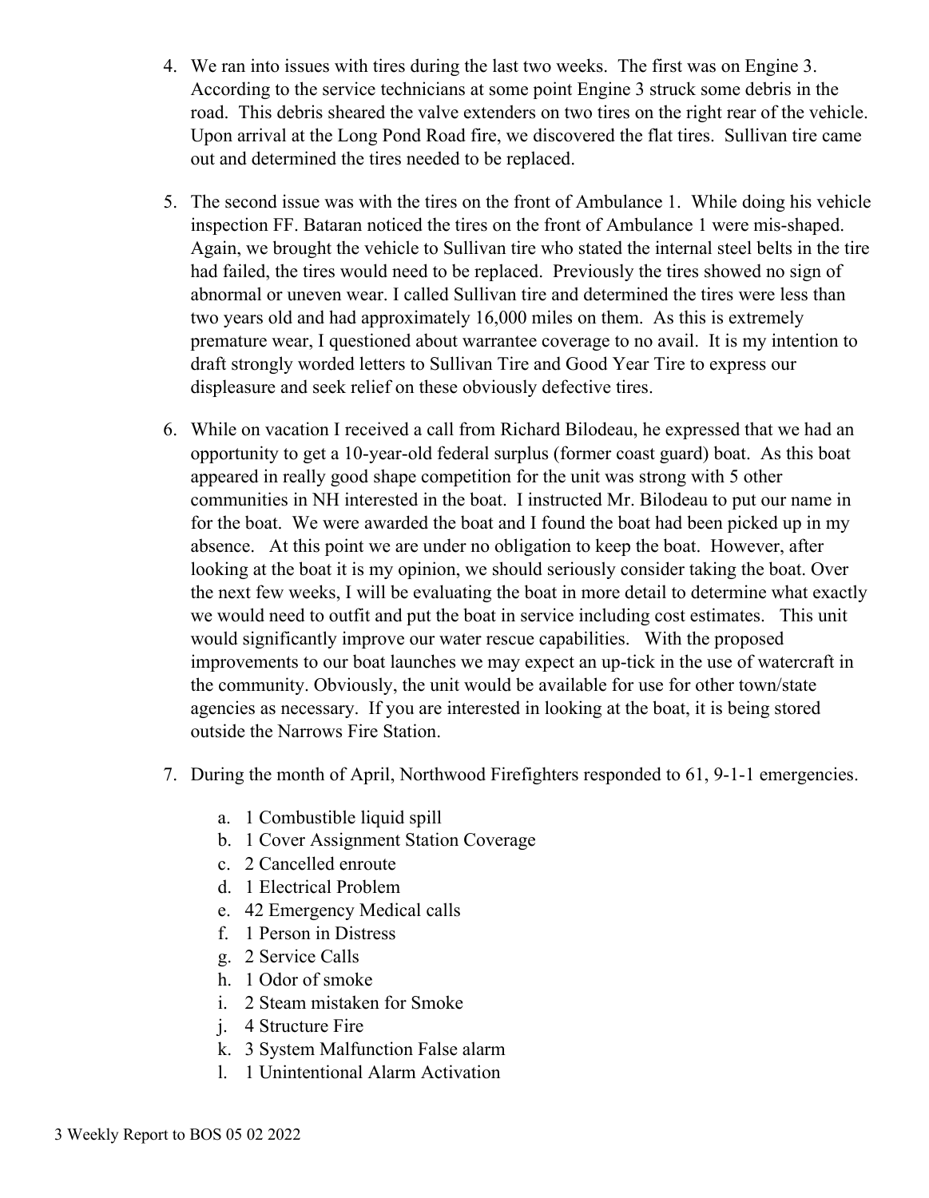4. We ran into issues with tires during the last two weeks. The first was on Engine 3. According to the service technicians at some point Engine 3 struck some debris in the road. This debris sheared the valve extenders on two tires on the right rear of the vehicle. Upon arrival at the Long Pond Road fire, we discovered the flat tires. Sullivan tire came out and determined the tires needed to be replaced.

5. The second issue was with the tires on the front of Ambulance 1. While doing his vehicle inspection FF. Bataran noticed the tires on the front of Ambulance 1 were mis-shaped. Again, we brought the vehicle to Sullivan tire who stated the internal steel belts in the tire had failed, the tires would need to be replaced. Previously the tires showed no sign of abnormal or uneven wear. I called Sullivan tire and determined the tires were less than two years old and had approximately 16,000 miles on them. As this is extremely premature wear, I questioned about warrantee coverage to no avail. It is my intention to draft strongly worded letters to Sullivan Tire and Good Year Tire to express our displeasure and seek relief on these obviously defective tires.

6. While on vacation I received a call from Richard Bilodeau, he expressed that we had an opportunity to get a 10-year-old federal surplus (former coast guard) boat. As this boat appeared in really good shape competition for the unit was strong with 5 other communities in NH interested in the boat. I instructed Mr. Bilodeau to put our name in for the boat. We were awarded the boat and I found the boat had been picked up in my absence. At this point we are under no obligation to keep the boat. However, after looking at the boat it is my opinion, we should seriously consider taking the boat. Over the next few weeks, I will be evaluating the boat in more detail to determine what exactly we would need to outfit and put the boat in service including cost estimates. This unit would significantly improve our water rescue capabilities. With the proposed improvements to our boat launches we may expect an up-tick in the use of watercraft in the community. Obviously, the unit would be available for use for other town/state agencies as necessary. If you are interested in looking at the boat, it is being stored outside the Narrows Fire Station.

7. During the month of April, Northwood Firefighters responded to 61, 9-1-1 emergencies.

   a. 1 Combustible liquid spill
   b. 1 Cover Assignment Station Coverage
   c. 2 Cancelled enroute
   d. 1 Electrical Problem
   e. 42 Emergency Medical calls
   f. 1 Person in Distress
   g. 2 Service Calls
   h. 1 Odor of smoke
   i. 2 Steam mistaken for Smoke
   j. 4 Structure Fire
   k. 3 System Malfunction False alarm
   l. 1 Unintentional Alarm Activation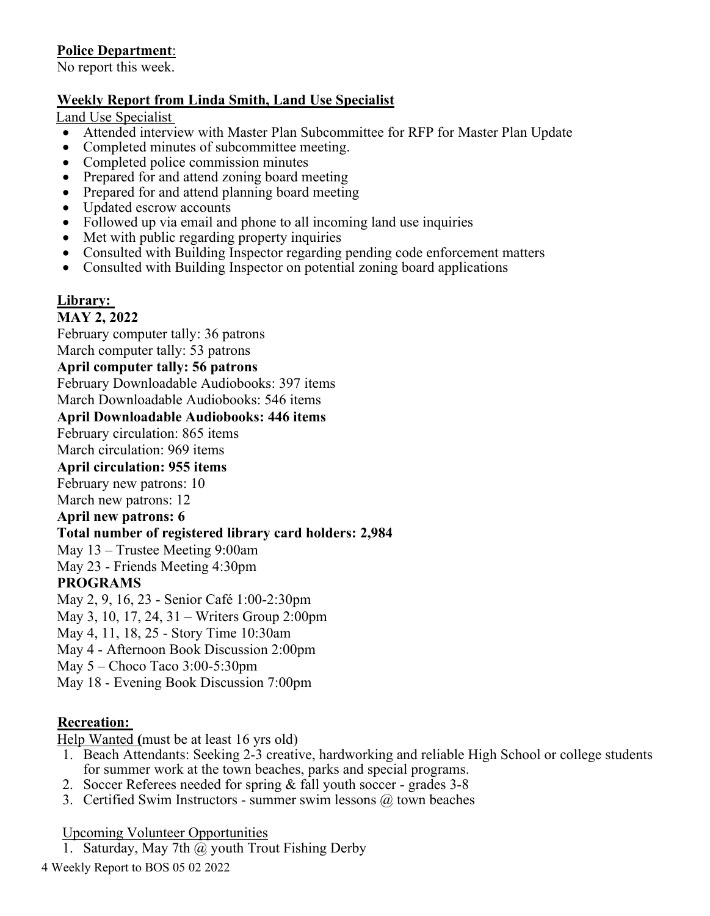**Police Department**:
No report this week.

**Weekly Report from Linda Smith, Land Use Specialist**

Land Use Specialist

- Attended interview with Master Plan Subcommittee for RFP for Master Plan Update
- Completed minutes of subcommittee meeting.
- Completed police commission minutes
- Prepared for and attend zoning board meeting
- Prepared for and attend planning board meeting
- Updated escrow accounts
- Followed up via email and phone to all incoming land use inquiries
- Met with public regarding property inquiries
- Consulted with Building Inspector regarding pending code enforcement matters
- Consulted with Building Inspector on potential zoning board applications

**Library:**

**MAY 2, 2022**

February computer tally: 36 patrons
March computer tally: 53 patrons
**April computer tally: 56 patrons**
February Downloadable Audiobooks: 397 items
March Downloadable Audiobooks: 546 items
**April Downloadable Audiobooks: 446 items**
February circulation: 865 items
March circulation: 969 items
**April circulation: 955 items**
February new patrons: 10
March new patrons: 12
**April new patrons: 6**
**Total number of registered library card holders: 2,984**
May 13 – Trustee Meeting 9:00am
May 23 - Friends Meeting 4:30pm

**PROGRAMS**

May 2, 9, 16, 23 - Senior Café 1:00-2:30pm
May 3, 10, 17, 24, 31 – Writers Group 2:00pm
May 4, 11, 18, 25 - Story Time 10:30am
May 4 - Afternoon Book Discussion 2:00pm
May 5 – Choco Taco 3:00-5:30pm
May 18 - Evening Book Discussion 7:00pm

**Recreation:**

Help Wanted **(**must be at least 16 yrs old)

1. Beach Attendants: Seeking 2-3 creative, hardworking and reliable High School or college students for summer work at the town beaches, parks and special programs.
2. Soccer Referees needed for spring & fall youth soccer - grades 3-8
3. Certified Swim Instructors - summer swim lessons @ town beaches

Upcoming Volunteer Opportunities

1. Saturday, May 7th @ youth Trout Fishing Derby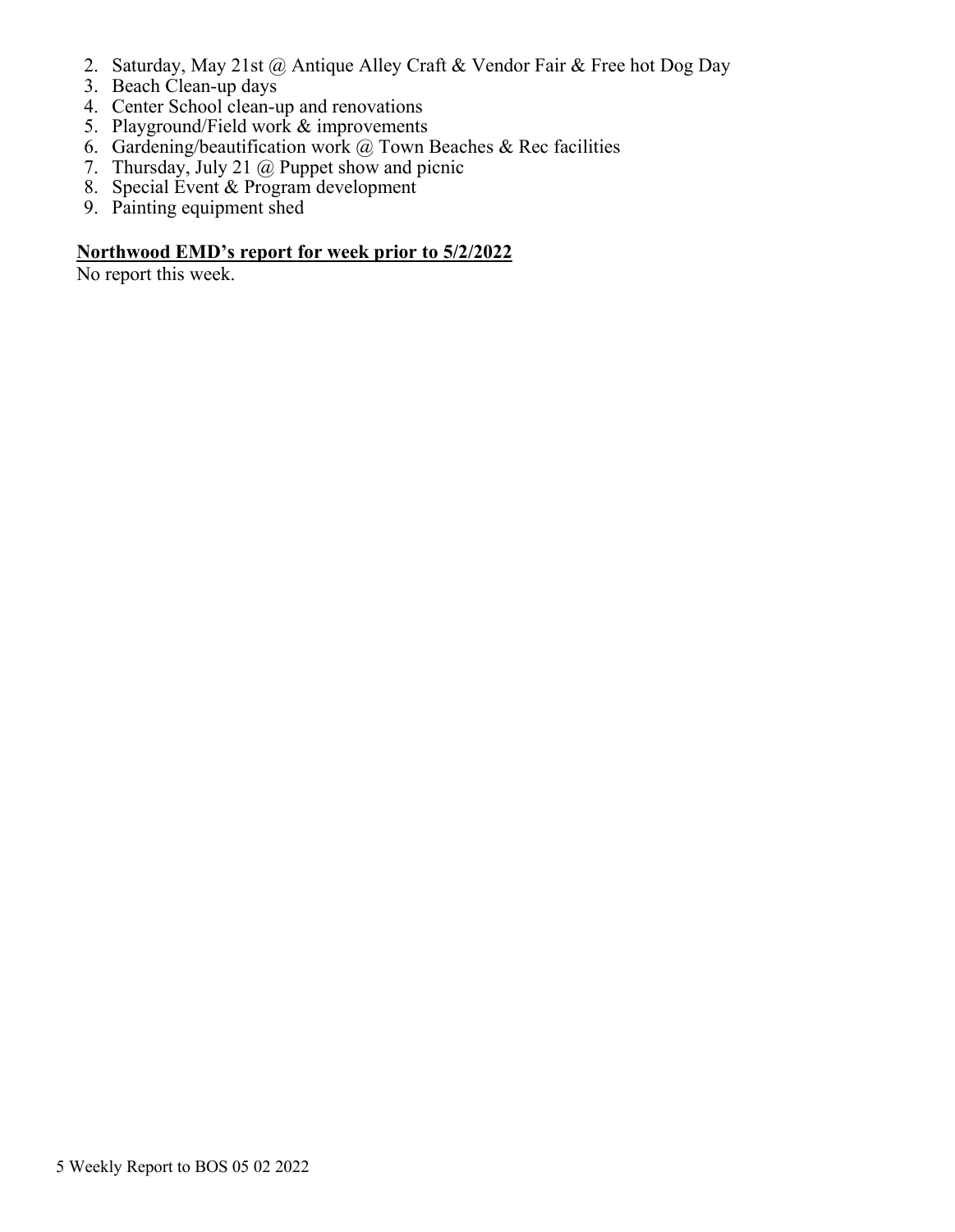2. Saturday, May 21st @ Antique Alley Craft & Vendor Fair & Free hot Dog Day
3. Beach Clean-up days
4. Center School clean-up and renovations
5. Playground/Field work & improvements
6. Gardening/beautification work @ Town Beaches & Rec facilities
7. Thursday, July 21 @ Puppet show and picnic
8. Special Event & Program development
9. Painting equipment shed

**Northwood EMD's report for week prior to 5/2/2022**

No report this week.